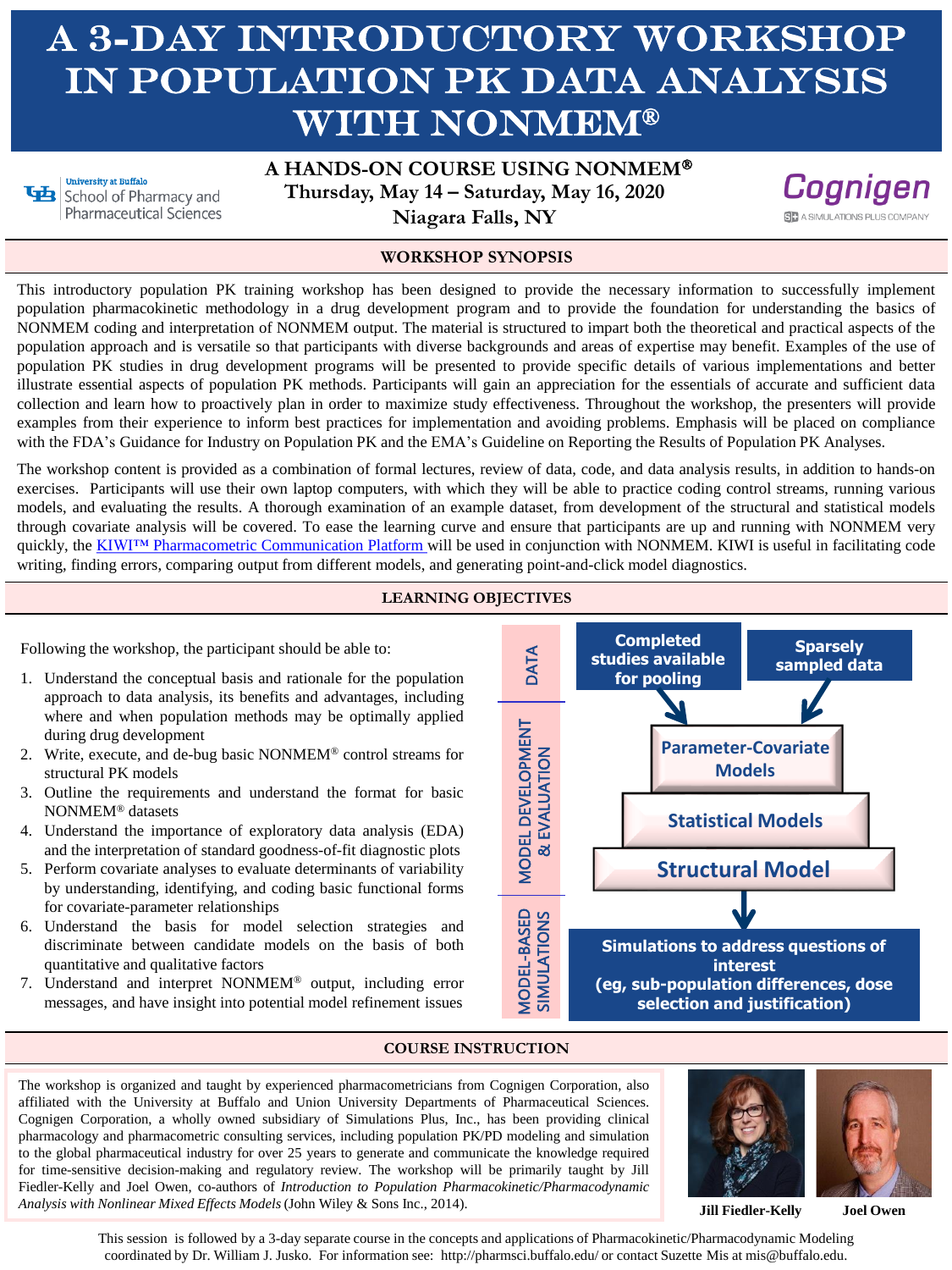# A 3-DAY INTRODUCTORY WORKSHOP IN POPULATION PK DATA ANALYSIS WITH NONMEM®

University at Buffalo
School of Pharmacy and Pharmaceutical Sciences

**A HANDS-ON COURSE USING NONMEM®**
**Thursday, May 14 – Saturday, May 16, 2020**
**Niagara Falls, NY**

Cognigen
A SIMULATIONS PLUS COMPANY

## WORKSHOP SYNOPSIS

This introductory population PK training workshop has been designed to provide the necessary information to successfully implement population pharmacokinetic methodology in a drug development program and to provide the foundation for understanding the basics of NONMEM coding and interpretation of NONMEM output. The material is structured to impart both the theoretical and practical aspects of the population approach and is versatile so that participants with diverse backgrounds and areas of expertise may benefit. Examples of the use of population PK studies in drug development programs will be presented to provide specific details of various implementations and better illustrate essential aspects of population PK methods. Participants will gain an appreciation for the essentials of accurate and sufficient data collection and learn how to proactively plan in order to maximize study effectiveness. Throughout the workshop, the presenters will provide examples from their experience to inform best practices for implementation and avoiding problems. Emphasis will be placed on compliance with the FDA's Guidance for Industry on Population PK and the EMA's Guideline on Reporting the Results of Population PK Analyses.

The workshop content is provided as a combination of formal lectures, review of data, code, and data analysis results, in addition to hands-on exercises. Participants will use their own laptop computers, with which they will be able to practice coding control streams, running various models, and evaluating the results. A thorough examination of an example dataset, from development of the structural and statistical models through covariate analysis will be covered. To ease the learning curve and ensure that participants are up and running with NONMEM very quickly, the KIWI™ Pharmacometric Communication Platform will be used in conjunction with NONMEM. KIWI is useful in facilitating code writing, finding errors, comparing output from different models, and generating point-and-click model diagnostics.

## LEARNING OBJECTIVES

Following the workshop, the participant should be able to:

1. Understand the conceptual basis and rationale for the population approach to data analysis, its benefits and advantages, including where and when population methods may be optimally applied during drug development
2. Write, execute, and de-bug basic NONMEM® control streams for structural PK models
3. Outline the requirements and understand the format for basic NONMEM® datasets
4. Understand the importance of exploratory data analysis (EDA) and the interpretation of standard goodness-of-fit diagnostic plots
5. Perform covariate analyses to evaluate determinants of variability by understanding, identifying, and coding basic functional forms for covariate-parameter relationships
6. Understand the basis for model selection strategies and discriminate between candidate models on the basis of both quantitative and qualitative factors
7. Understand and interpret NONMEM® output, including error messages, and have insight into potential model refinement issues

**DATA**
- Completed studies available for pooling
- Sparsely sampled data

**MODEL DEVELOPMENT & EVALUATION**
- Parameter-Covariate Models
- Statistical Models
- Structural Model

**MODEL-BASED SIMULATIONS**
- Simulations to address questions of interest (eg, sub-population differences, dose selection and justification)

## COURSE INSTRUCTION

The workshop is organized and taught by experienced pharmacometricians from Cognigen Corporation, also affiliated with the University at Buffalo and Union University Departments of Pharmaceutical Sciences. Cognigen Corporation, a wholly owned subsidiary of Simulations Plus, Inc., has been providing clinical pharmacology and pharmacometric consulting services, including population PK/PD modeling and simulation to the global pharmaceutical industry for over 25 years to generate and communicate the knowledge required for time-sensitive decision-making and regulatory review. The workshop will be primarily taught by Jill Fiedler-Kelly and Joel Owen, co-authors of *Introduction to Population Pharmacokinetic/Pharmacodynamic Analysis with Nonlinear Mixed Effects Models* (John Wiley & Sons Inc., 2014).

**Jill Fiedler-Kelly** **Joel Owen**

This session is followed by a 3-day separate course in the concepts and applications of Pharmacokinetic/Pharmacodynamic Modeling coordinated by Dr. William J. Jusko. For information see: http://pharmsci.buffalo.edu/ or contact Suzette Mis at mis@buffalo.edu.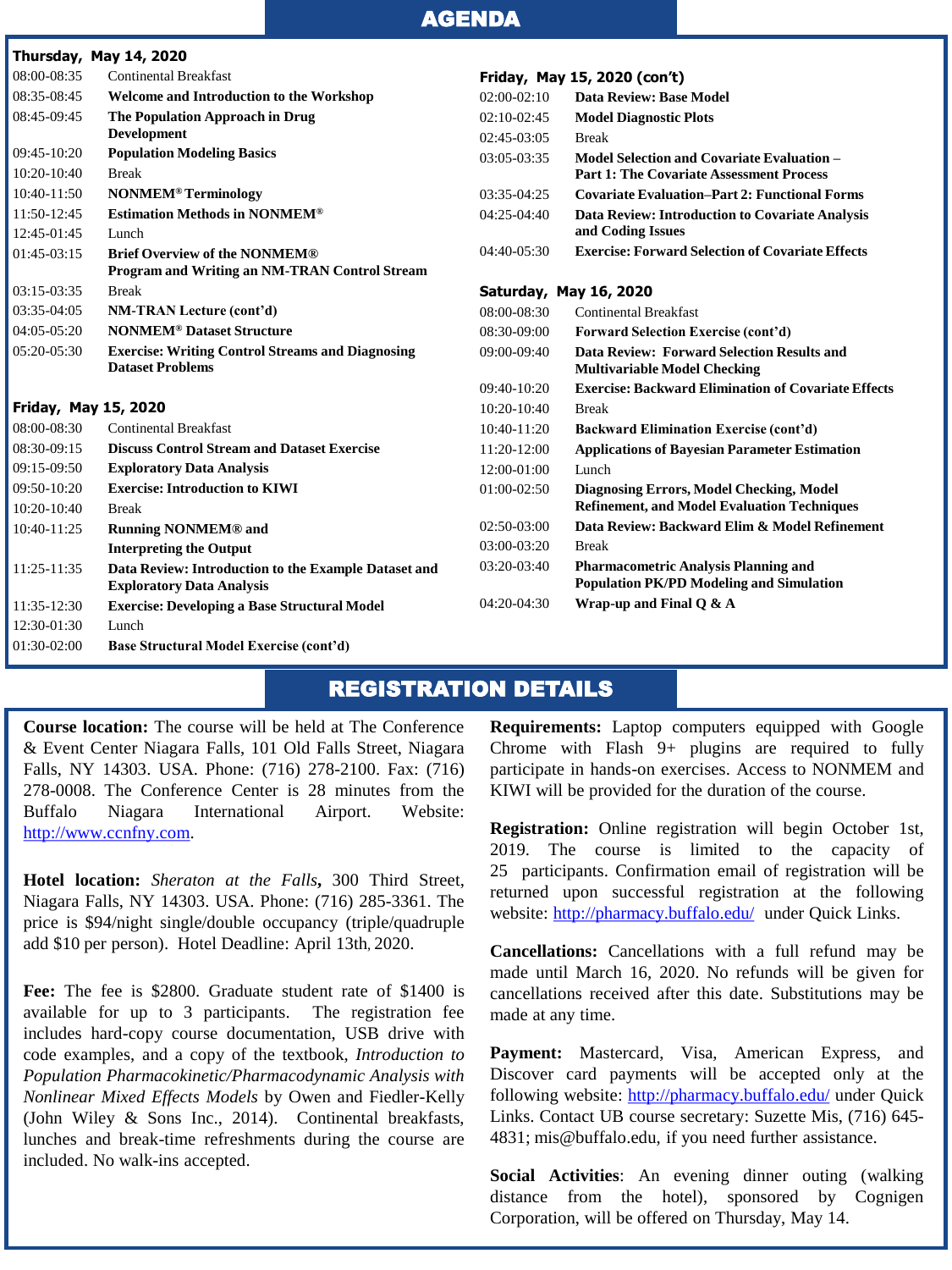# AGENDA

**Thursday, May 14, 2020**

| | |
|---|---|
| 08:00-08:35 | Continental Breakfast |
| 08:35-08:45 | **Welcome and Introduction to the Workshop** |
| 08:45-09:45 | **The Population Approach in Drug Development** |
| 09:45-10:20 | **Population Modeling Basics** |
| 10:20-10:40 | Break |
| 10:40-11:50 | **NONMEM® Terminology** |
| 11:50-12:45 | **Estimation Methods in NONMEM®** |
| 12:45-01:45 | Lunch |
| 01:45-03:15 | **Brief Overview of the NONMEM® Program and Writing an NM-TRAN Control Stream** |
| 03:15-03:35 | Break |
| 03:35-04:05 | **NM-TRAN Lecture (cont'd)** |
| 04:05-05:20 | **NONMEM® Dataset Structure** |
| 05:20-05:30 | **Exercise: Writing Control Streams and Diagnosing Dataset Problems** |

**Friday, May 15, 2020**

| | |
|---|---|
| 08:00-08:30 | Continental Breakfast |
| 08:30-09:15 | **Discuss Control Stream and Dataset Exercise** |
| 09:15-09:50 | **Exploratory Data Analysis** |
| 09:50-10:20 | **Exercise: Introduction to KIWI** |
| 10:20-10:40 | Break |
| 10:40-11:25 | **Running NONMEM® and Interpreting the Output** |
| 11:25-11:35 | **Data Review: Introduction to the Example Dataset and Exploratory Data Analysis** |
| 11:35-12:30 | **Exercise: Developing a Base Structural Model** |
| 12:30-01:30 | Lunch |
| 01:30-02:00 | **Base Structural Model Exercise (cont'd)** |

**Friday, May 15, 2020 (con't)**

| | |
|---|---|
| 02:00-02:10 | **Data Review: Base Model** |
| 02:10-02:45 | **Model Diagnostic Plots** |
| 02:45-03:05 | Break |
| 03:05-03:35 | **Model Selection and Covariate Evaluation – Part 1: The Covariate Assessment Process** |
| 03:35-04:25 | **Covariate Evaluation–Part 2: Functional Forms** |
| 04:25-04:40 | **Data Review: Introduction to Covariate Analysis and Coding Issues** |
| 04:40-05:30 | **Exercise: Forward Selection of Covariate Effects** |

**Saturday, May 16, 2020**

| | |
|---|---|
| 08:00-08:30 | Continental Breakfast |
| 08:30-09:00 | **Forward Selection Exercise (cont'd)** |
| 09:00-09:40 | **Data Review: Forward Selection Results and Multivariable Model Checking** |
| 09:40-10:20 | **Exercise: Backward Elimination of Covariate Effects** |
| 10:20-10:40 | Break |
| 10:40-11:20 | **Backward Elimination Exercise (cont'd)** |
| 11:20-12:00 | **Applications of Bayesian Parameter Estimation** |
| 12:00-01:00 | Lunch |
| 01:00-02:50 | **Diagnosing Errors, Model Checking, Model Refinement, and Model Evaluation Techniques** |
| 02:50-03:00 | **Data Review: Backward Elim & Model Refinement** |
| 03:00-03:20 | Break |
| 03:20-03:40 | **Pharmacometric Analysis Planning and Population PK/PD Modeling and Simulation** |
| 04:20-04:30 | **Wrap-up and Final Q & A** |

# REGISTRATION DETAILS

**Course location:** The course will be held at The Conference & Event Center Niagara Falls, 101 Old Falls Street, Niagara Falls, NY 14303. USA. Phone: (716) 278-2100. Fax: (716) 278-0008. The Conference Center is 28 minutes from the Buffalo Niagara International Airport. Website: http://www.ccnfny.com.

**Hotel location:** *Sheraton at the Falls***,** 300 Third Street, Niagara Falls, NY 14303. USA. Phone: (716) 285-3361. The price is $94/night single/double occupancy (triple/quadruple add $10 per person). Hotel Deadline: April 13th, 2020.

**Fee:** The fee is $2800. Graduate student rate of $1400 is available for up to 3 participants. The registration fee includes hard-copy course documentation, USB drive with code examples, and a copy of the textbook, *Introduction to Population Pharmacokinetic/Pharmacodynamic Analysis with Nonlinear Mixed Effects Models* by Owen and Fiedler-Kelly (John Wiley & Sons Inc., 2014). Continental breakfasts, lunches and break-time refreshments during the course are included. No walk-ins accepted.

**Requirements:** Laptop computers equipped with Google Chrome with Flash 9+ plugins are required to fully participate in hands-on exercises. Access to NONMEM and KIWI will be provided for the duration of the course.

**Registration:** Online registration will begin October 1st, 2019. The course is limited to the capacity of 25 participants. Confirmation email of registration will be returned upon successful registration at the following website: http://pharmacy.buffalo.edu/ under Quick Links.

**Cancellations:** Cancellations with a full refund may be made until March 16, 2020. No refunds will be given for cancellations received after this date. Substitutions may be made at any time.

**Payment:** Mastercard, Visa, American Express, and Discover card payments will be accepted only at the following website: http://pharmacy.buffalo.edu/ under Quick Links. Contact UB course secretary: Suzette Mis, (716) 645-4831; mis@buffalo.edu, if you need further assistance.

**Social Activities**: An evening dinner outing (walking distance from the hotel), sponsored by Cognigen Corporation, will be offered on Thursday, May 14.